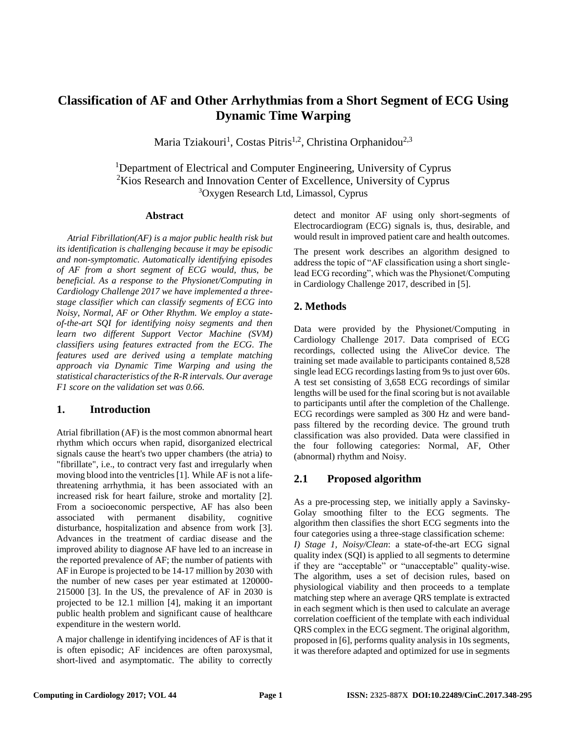# Classification of AF and Other Arrhythmias from a Short Segment of ECG Using Dynamic Time Warping

Maria Tziakouri[1], Costas Pitris[1,2], Christina Orphanidou[2,3]

[1]Department of Electrical and Computer Engineering, University of Cyprus
[2]Kios Research and Innovation Center of Excellence, University of Cyprus
[3]Oxygen Research Ltd, Limassol, Cyprus

### Abstract

*Atrial Fibrillation(AF) is a major public health risk but its identification is challenging because it may be episodic and non-symptomatic. Automatically identifying episodes of AF from a short segment of ECG would, thus, be beneficial. As a response to the Physionet/Computing in Cardiology Challenge 2017 we have implemented a three-stage classifier which can classify segments of ECG into Noisy, Normal, AF or Other Rhythm. We employ a state-of-the-art SQI for identifying noisy segments and then learn two different Support Vector Machine (SVM) classifiers using features extracted from the ECG. The features used are derived using a template matching approach via Dynamic Time Warping and using the statistical characteristics of the R-R intervals. Our average F1 score on the validation set was 0.66.*

## 1. Introduction

Atrial fibrillation (AF) is the most common abnormal heart rhythm which occurs when rapid, disorganized electrical signals cause the heart's two upper chambers (the atria) to "fibrillate", i.e., to contract very fast and irregularly when moving blood into the ventricles [1]. While AF is not a life-threatening arrhythmia, it has been associated with an increased risk for heart failure, stroke and mortality [2]. From a socioeconomic perspective, AF has also been associated with permanent disability, cognitive disturbance, hospitalization and absence from work [3]. Advances in the treatment of cardiac disease and the improved ability to diagnose AF have led to an increase in the reported prevalence of AF; the number of patients with AF in Europe is projected to be 14-17 million by 2030 with the number of new cases per year estimated at 120000-215000 [3]. In the US, the prevalence of AF in 2030 is projected to be 12.1 million [4], making it an important public health problem and significant cause of healthcare expenditure in the western world.

A major challenge in identifying incidences of AF is that it is often episodic; AF incidences are often paroxysmal, short-lived and asymptomatic. The ability to correctly detect and monitor AF using only short-segments of Electrocardiogram (ECG) signals is, thus, desirable, and would result in improved patient care and health outcomes.

The present work describes an algorithm designed to address the topic of "AF classification using a short single-lead ECG recording", which was the Physionet/Computing in Cardiology Challenge 2017, described in [5].

## 2. Methods

Data were provided by the Physionet/Computing in Cardiology Challenge 2017. Data comprised of ECG recordings, collected using the AliveCor device. The training set made available to participants contained 8,528 single lead ECG recordings lasting from 9s to just over 60s. A test set consisting of 3,658 ECG recordings of similar lengths will be used for the final scoring but is not available to participants until after the completion of the Challenge. ECG recordings were sampled as 300 Hz and were band-pass filtered by the recording device. The ground truth classification was also provided. Data were classified in the four following categories: Normal, AF, Other (abnormal) rhythm and Noisy.

## 2.1 Proposed algorithm

As a pre-processing step, we initially apply a Savinsky-Golay smoothing filter to the ECG segments. The algorithm then classifies the short ECG segments into the four categories using a three-stage classification scheme:

*I) Stage 1, Noisy/Clean*: a state-of-the-art ECG signal quality index (SQI) is applied to all segments to determine if they are "acceptable" or "unacceptable" quality-wise. The algorithm, uses a set of decision rules, based on physiological viability and then proceeds to a template matching step where an average QRS template is extracted in each segment which is then used to calculate an average correlation coefficient of the template with each individual QRS complex in the ECG segment. The original algorithm, proposed in [6], performs quality analysis in 10s segments, it was therefore adapted and optimized for use in segments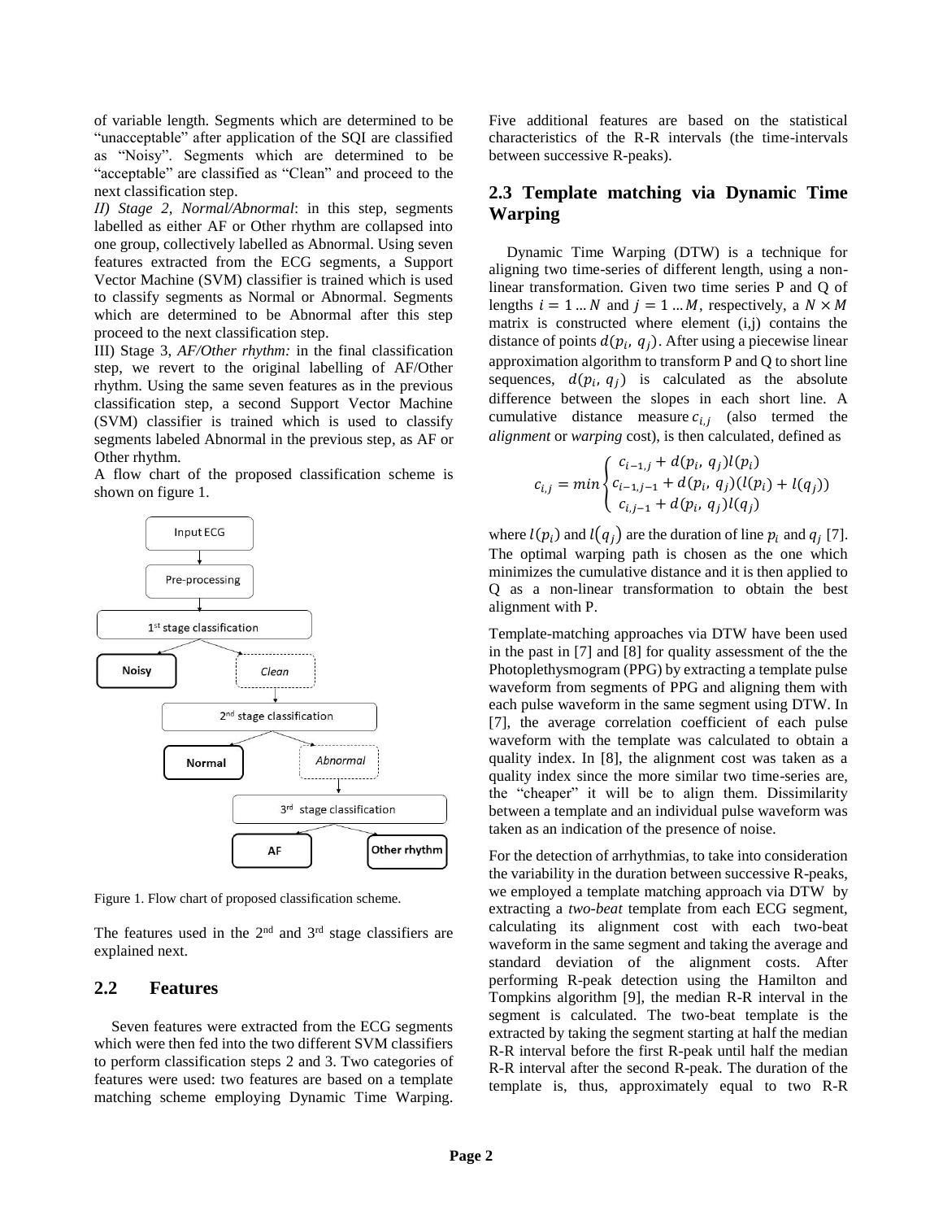of variable length. Segments which are determined to be "unacceptable" after application of the SQI are classified as "Noisy". Segments which are determined to be "acceptable" are classified as "Clean" and proceed to the next classification step.

*II) Stage 2, Normal/Abnormal*: in this step, segments labelled as either AF or Other rhythm are collapsed into one group, collectively labelled as Abnormal. Using seven features extracted from the ECG segments, a Support Vector Machine (SVM) classifier is trained which is used to classify segments as Normal or Abnormal. Segments which are determined to be Abnormal after this step proceed to the next classification step.

III) Stage 3, *AF/Other rhythm:* in the final classification step, we revert to the original labelling of AF/Other rhythm. Using the same seven features as in the previous classification step, a second Support Vector Machine (SVM) classifier is trained which is used to classify segments labeled Abnormal in the previous step, as AF or Other rhythm.

A flow chart of the proposed classification scheme is shown on figure 1.

Figure 1. Flow chart of proposed classification scheme.

The features used in the 2nd and 3rd stage classifiers are explained next.

## 2.2 Features

Seven features were extracted from the ECG segments which were then fed into the two different SVM classifiers to perform classification steps 2 and 3. Two categories of features were used: two features are based on a template matching scheme employing Dynamic Time Warping. Five additional features are based on the statistical characteristics of the R-R intervals (the time-intervals between successive R-peaks).

## 2.3 Template matching via Dynamic Time Warping

Dynamic Time Warping (DTW) is a technique for aligning two time-series of different length, using a non-linear transformation. Given two time series P and Q of lengths $i = 1 \dots N$ and $j = 1 \dots M$, respectively, a $N \times M$ matrix is constructed where element (i,j) contains the distance of points $d(p_i, q_j)$. After using a piecewise linear approximation algorithm to transform P and Q to short line sequences, $d(p_i, q_j)$ is calculated as the absolute difference between the slopes in each short line. A cumulative distance measure $c_{i,j}$ (also termed the *alignment* or *warping* cost), is then calculated, defined as

$$c_{i,j} = min \begin{cases} c_{i-1,j} + d(p_i, q_j) l(p_i) \\ c_{i-1,j-1} + d(p_i, q_j)(l(p_i) + l(q_j)) \\ c_{i,j-1} + d(p_i, q_j) l(q_j) \end{cases}$$

where $l(p_i)$ and $l(q_j)$ are the duration of line $p_i$ and $q_j$ [7]. The optimal warping path is chosen as the one which minimizes the cumulative distance and it is then applied to Q as a non-linear transformation to obtain the best alignment with P.

Template-matching approaches via DTW have been used in the past in [7] and [8] for quality assessment of the the Photoplethysmogram (PPG) by extracting a template pulse waveform from segments of PPG and aligning them with each pulse waveform in the same segment using DTW. In [7], the average correlation coefficient of each pulse waveform with the template was calculated to obtain a quality index. In [8], the alignment cost was taken as a quality index since the more similar two time-series are, the "cheaper" it will be to align them. Dissimilarity between a template and an individual pulse waveform was taken as an indication of the presence of noise.

For the detection of arrhythmias, to take into consideration the variability in the duration between successive R-peaks, we employed a template matching approach via DTW by extracting a *two-beat* template from each ECG segment, calculating its alignment cost with each two-beat waveform in the same segment and taking the average and standard deviation of the alignment costs. After performing R-peak detection using the Hamilton and Tompkins algorithm [9], the median R-R interval in the segment is calculated. The two-beat template is the extracted by taking the segment starting at half the median R-R interval before the first R-peak until half the median R-R interval after the second R-peak. The duration of the template is, thus, approximately equal to two R-R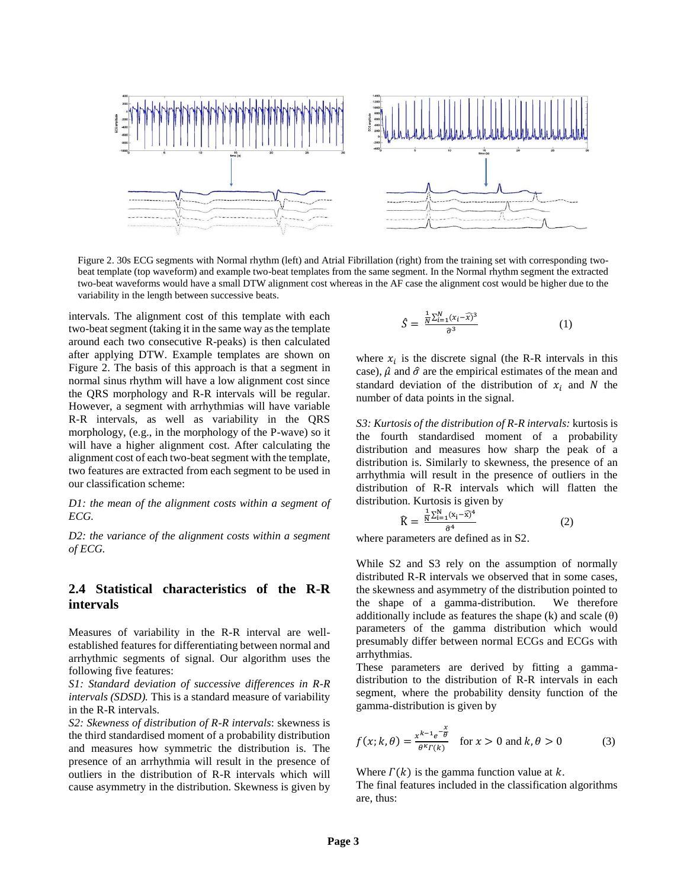Figure 2. 30s ECG segments with Normal rhythm (left) and Atrial Fibrillation (right) from the training set with corresponding two-beat template (top waveform) and example two-beat templates from the same segment. In the Normal rhythm segment the extracted two-beat waveforms would have a small DTW alignment cost whereas in the AF case the alignment cost would be higher due to the variability in the length between successive beats.

intervals. The alignment cost of this template with each two-beat segment (taking it in the same way as the template around each two consecutive R-peaks) is then calculated after applying DTW. Example templates are shown on Figure 2. The basis of this approach is that a segment in normal sinus rhythm will have a low alignment cost since the QRS morphology and R-R intervals will be regular. However, a segment with arrhythmias will have variable R-R intervals, as well as variability in the QRS morphology, (e.g., in the morphology of the P-wave) so it will have a higher alignment cost. After calculating the alignment cost of each two-beat segment with the template, two features are extracted from each segment to be used in our classification scheme:

*D1: the mean of the alignment costs within a segment of ECG.*

*D2: the variance of the alignment costs within a segment of ECG.*

## 2.4 Statistical characteristics of the R-R intervals

Measures of variability in the R-R interval are well-established features for differentiating between normal and arrhythmic segments of signal. Our algorithm uses the following five features:

*S1: Standard deviation of successive differences in R-R intervals (SDSD).* This is a standard measure of variability in the R-R intervals.

*S2: Skewness of distribution of R-R intervals*: skewness is the third standardised moment of a probability distribution and measures how symmetric the distribution is. The presence of an arrhythmia will result in the presence of outliers in the distribution of R-R intervals which will cause asymmetry in the distribution. Skewness is given by

$$\hat{S} = \frac{\frac{1}{N}\sum_{i=1}^{N}(x_i - \hat{x})^3}{\hat{\sigma}^3} \quad (1)$$

where $x_i$ is the discrete signal (the R-R intervals in this case), $\hat{\mu}$ and $\hat{\sigma}$ are the empirical estimates of the mean and standard deviation of the distribution of $x_i$ and $N$ the number of data points in the signal.

*S3: Kurtosis of the distribution of R-R intervals:* kurtosis is the fourth standardised moment of a probability distribution and measures how sharp the peak of a distribution is. Similarly to skewness, the presence of an arrhythmia will result in the presence of outliers in the distribution of R-R intervals which will flatten the distribution. Kurtosis is given by

$$\hat{K} = \frac{\frac{1}{N}\sum_{i=1}^{N}(x_i - \hat{x})^4}{\hat{\sigma}^4} \quad (2)$$

where parameters are defined as in S2.

While S2 and S3 rely on the assumption of normally distributed R-R intervals we observed that in some cases, the skewness and asymmetry of the distribution pointed to the shape of a gamma-distribution. We therefore additionally include as features the shape (k) and scale (θ) parameters of the gamma distribution which would presumably differ between normal ECGs and ECGs with arrhythmias.

These parameters are derived by fitting a gamma-distribution to the distribution of R-R intervals in each segment, where the probability density function of the gamma-distribution is given by

$$f(x; k, \theta) = \frac{x^{k-1}e^{-\frac{x}{\theta}}}{\theta^{\kappa}\Gamma(k)} \quad \text{for } x > 0 \text{ and } k, \theta > 0 \quad (3)$$

Where $\Gamma(k)$ is the gamma function value at $k$.

The final features included in the classification algorithms are, thus: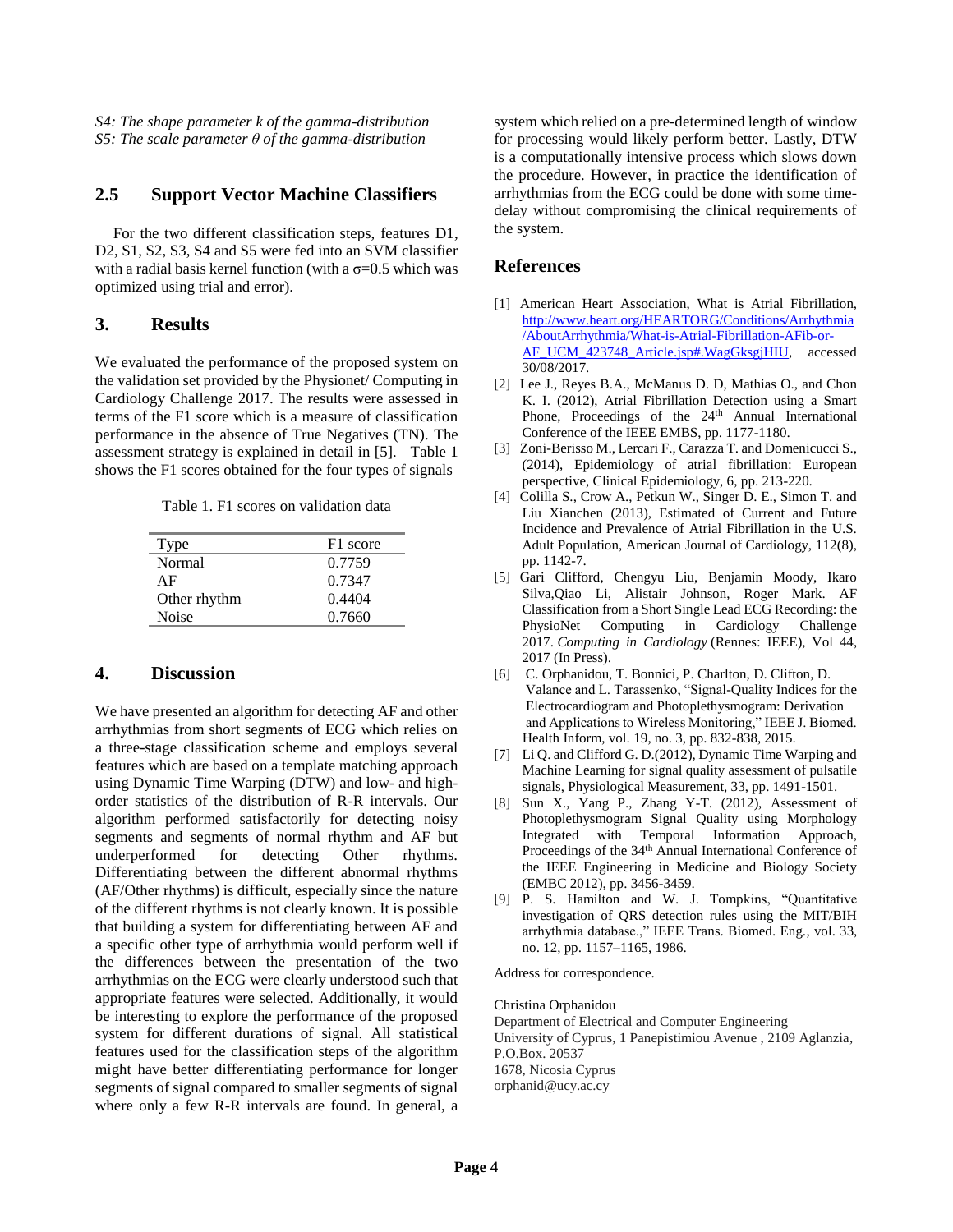*S4: The shape parameter k of the gamma-distribution*
*S5: The scale parameter θ of the gamma-distribution*

### 2.5 Support Vector Machine Classifiers

For the two different classification steps, features D1, D2, S1, S2, S3, S4 and S5 were fed into an SVM classifier with a radial basis kernel function (with a $\sigma$=0.5 which was optimized using trial and error).

## 3. Results

We evaluated the performance of the proposed system on the validation set provided by the Physionet/ Computing in Cardiology Challenge 2017. The results were assessed in terms of the F1 score which is a measure of classification performance in the absence of True Negatives (TN). The assessment strategy is explained in detail in [5]. Table 1 shows the F1 scores obtained for the four types of signals

Table 1. F1 scores on validation data

| Type | F1 score |
|---|---|
| Normal | 0.7759 |
| AF | 0.7347 |
| Other rhythm | 0.4404 |
| Noise | 0.7660 |

## 4. Discussion

We have presented an algorithm for detecting AF and other arrhythmias from short segments of ECG which relies on a three-stage classification scheme and employs several features which are based on a template matching approach using Dynamic Time Warping (DTW) and low- and high-order statistics of the distribution of R-R intervals. Our algorithm performed satisfactorily for detecting noisy segments and segments of normal rhythm and AF but underperformed for detecting Other rhythms. Differentiating between the different abnormal rhythms (AF/Other rhythms) is difficult, especially since the nature of the different rhythms is not clearly known. It is possible that building a system for differentiating between AF and a specific other type of arrhythmia would perform well if the differences between the presentation of the two arrhythmias on the ECG were clearly understood such that appropriate features were selected. Additionally, it would be interesting to explore the performance of the proposed system for different durations of signal. All statistical features used for the classification steps of the algorithm might have better differentiating performance for longer segments of signal compared to smaller segments of signal where only a few R-R intervals are found. In general, a system which relied on a pre-determined length of window for processing would likely perform better. Lastly, DTW is a computationally intensive process which slows down the procedure. However, in practice the identification of arrhythmias from the ECG could be done with some time-delay without compromising the clinical requirements of the system.

## References

[1] American Heart Association, What is Atrial Fibrillation, http://www.heart.org/HEARTORG/Conditions/Arrhythmia/AboutArrhythmia/What-is-Atrial-Fibrillation-AFib-or-AF_UCM_423748_Article.jsp#.WagGksgjHIU, accessed 30/08/2017.

[2] Lee J., Reyes B.A., McManus D. D, Mathias O., and Chon K. I. (2012), Atrial Fibrillation Detection using a Smart Phone, Proceedings of the 24th Annual International Conference of the IEEE EMBS, pp. 1177-1180.

[3] Zoni-Berisso M., Lercari F., Carazza T. and Domenicucci S., (2014), Epidemiology of atrial fibrillation: European perspective, Clinical Epidemiology, 6, pp. 213-220.

[4] Colilla S., Crow A., Petkun W., Singer D. E., Simon T. and Liu Xianchen (2013), Estimated of Current and Future Incidence and Prevalence of Atrial Fibrillation in the U.S. Adult Population, American Journal of Cardiology, 112(8), pp. 1142-7.

[5] Gari Clifford, Chengyu Liu, Benjamin Moody, Ikaro Silva,Qiao Li, Alistair Johnson, Roger Mark. AF Classification from a Short Single Lead ECG Recording: the PhysioNet Computing in Cardiology Challenge 2017. *Computing in Cardiology* (Rennes: IEEE), Vol 44, 2017 (In Press).

[6] C. Orphanidou, T. Bonnici, P. Charlton, D. Clifton, D. Valance and L. Tarassenko, "Signal-Quality Indices for the Electrocardiogram and Photoplethysmogram: Derivation and Applications to Wireless Monitoring," IEEE J. Biomed. Health Inform, vol. 19, no. 3, pp. 832-838, 2015.

[7] Li Q. and Clifford G. D.(2012), Dynamic Time Warping and Machine Learning for signal quality assessment of pulsatile signals, Physiological Measurement, 33, pp. 1491-1501.

[8] Sun X., Yang P., Zhang Y-T. (2012), Assessment of Photoplethysmogram Signal Quality using Morphology Integrated with Temporal Information Approach, Proceedings of the 34th Annual International Conference of the IEEE Engineering in Medicine and Biology Society (EMBC 2012), pp. 3456-3459.

[9] P. S. Hamilton and W. J. Tompkins, "Quantitative investigation of QRS detection rules using the MIT/BIH arrhythmia database.," IEEE Trans. Biomed. Eng., vol. 33, no. 12, pp. 1157–1165, 1986.

Address for correspondence.

Christina Orphanidou
Department of Electrical and Computer Engineering
University of Cyprus, 1 Panepistimiou Avenue , 2109 Aglanzia, P.O.Box. 20537
1678, Nicosia Cyprus
orphanid@ucy.ac.cy